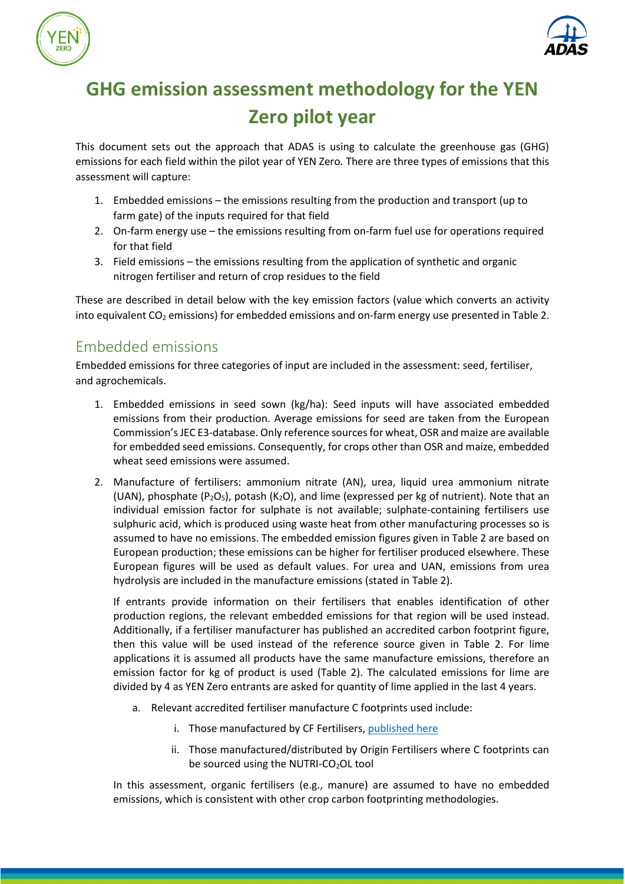# GHG emission assessment methodology for the YEN Zero pilot year

This document sets out the approach that ADAS is using to calculate the greenhouse gas (GHG) emissions for each field within the pilot year of YEN Zero. There are three types of emissions that this assessment will capture:

1. Embedded emissions – the emissions resulting from the production and transport (up to farm gate) of the inputs required for that field
2. On-farm energy use – the emissions resulting from on-farm fuel use for operations required for that field
3. Field emissions – the emissions resulting from the application of synthetic and organic nitrogen fertiliser and return of crop residues to the field

These are described in detail below with the key emission factors (value which converts an activity into equivalent $CO_2$ emissions) for embedded emissions and on-farm energy use presented in Table 2.

## Embedded emissions

Embedded emissions for three categories of input are included in the assessment: seed, fertiliser, and agrochemicals.

1. Embedded emissions in seed sown (kg/ha): Seed inputs will have associated embedded emissions from their production. Average emissions for seed are taken from the European Commission's JEC E3-database. Only reference sources for wheat, OSR and maize are available for embedded seed emissions. Consequently, for crops other than OSR and maize, embedded wheat seed emissions were assumed.

2. Manufacture of fertilisers: ammonium nitrate (AN), urea, liquid urea ammonium nitrate (UAN), phosphate ($P_2O_5$), potash ($K_2O$), and lime (expressed per kg of nutrient). Note that an individual emission factor for sulphate is not available; sulphate-containing fertilisers use sulphuric acid, which is produced using waste heat from other manufacturing processes so is assumed to have no emissions. The embedded emission figures given in Table 2 are based on European production; these emissions can be higher for fertiliser produced elsewhere. These European figures will be used as default values. For urea and UAN, emissions from urea hydrolysis are included in the manufacture emissions (stated in Table 2).

   If entrants provide information on their fertilisers that enables identification of other production regions, the relevant embedded emissions for that region will be used instead. Additionally, if a fertiliser manufacturer has published an accredited carbon footprint figure, then this value will be used instead of the reference source given in Table 2. For lime applications it is assumed all products have the same manufacture emissions, therefore an emission factor for kg of product is used (Table 2). The calculated emissions for lime are divided by 4 as YEN Zero entrants are asked for quantity of lime applied in the last 4 years.

   a. Relevant accredited fertiliser manufacture C footprints used include:

      i. Those manufactured by CF Fertilisers, published here

      ii. Those manufactured/distributed by Origin Fertilisers where C footprints can be sourced using the NUTRI-$CO_2$OL tool

   In this assessment, organic fertilisers (e.g., manure) are assumed to have no embedded emissions, which is consistent with other crop carbon footprinting methodologies.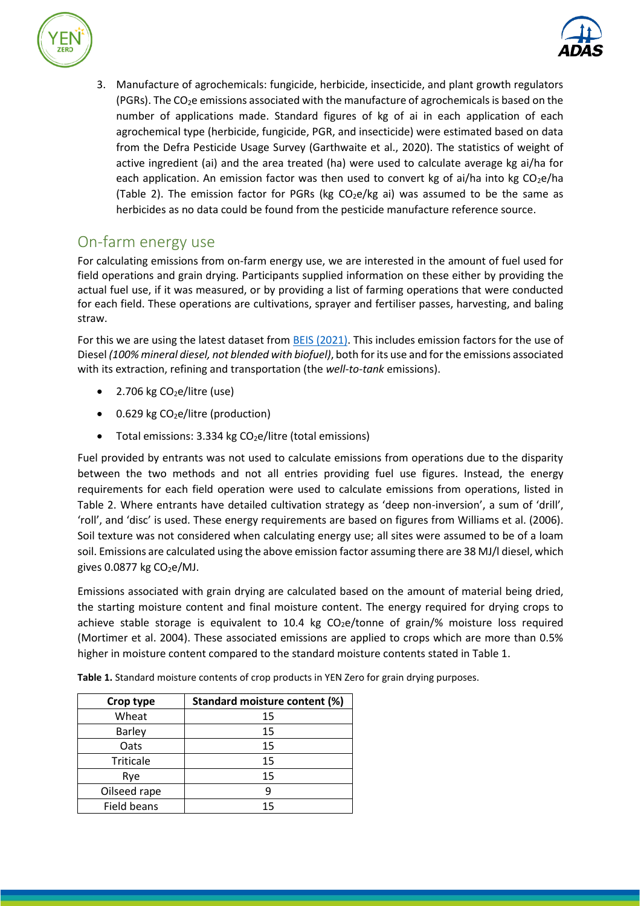3. Manufacture of agrochemicals: fungicide, herbicide, insecticide, and plant growth regulators (PGRs). The $CO_2e$ emissions associated with the manufacture of agrochemicals is based on the number of applications made. Standard figures of kg of ai in each application of each agrochemical type (herbicide, fungicide, PGR, and insecticide) were estimated based on data from the Defra Pesticide Usage Survey (Garthwaite et al., 2020). The statistics of weight of active ingredient (ai) and the area treated (ha) were used to calculate average kg ai/ha for each application. An emission factor was then used to convert kg of ai/ha into kg $CO_2e$/ha (Table 2). The emission factor for PGRs (kg $CO_2e$/kg ai) was assumed to be the same as herbicides as no data could be found from the pesticide manufacture reference source.

## On-farm energy use

For calculating emissions from on-farm energy use, we are interested in the amount of fuel used for field operations and grain drying. Participants supplied information on these either by providing the actual fuel use, if it was measured, or by providing a list of farming operations that were conducted for each field. These operations are cultivations, sprayer and fertiliser passes, harvesting, and baling straw.

For this we are using the latest dataset from BEIS (2021). This includes emission factors for the use of Diesel *(100% mineral diesel, not blended with biofuel)*, both for its use and for the emissions associated with its extraction, refining and transportation (the *well-to-tank* emissions).

- 2.706 kg $CO_2e$/litre (use)
- 0.629 kg $CO_2e$/litre (production)
- Total emissions: 3.334 kg $CO_2e$/litre (total emissions)

Fuel provided by entrants was not used to calculate emissions from operations due to the disparity between the two methods and not all entries providing fuel use figures. Instead, the energy requirements for each field operation were used to calculate emissions from operations, listed in Table 2. Where entrants have detailed cultivation strategy as 'deep non-inversion', a sum of 'drill', 'roll', and 'disc' is used. These energy requirements are based on figures from Williams et al. (2006). Soil texture was not considered when calculating energy use; all sites were assumed to be of a loam soil. Emissions are calculated using the above emission factor assuming there are 38 MJ/l diesel, which gives 0.0877 kg $CO_2e$/MJ.

Emissions associated with grain drying are calculated based on the amount of material being dried, the starting moisture content and final moisture content. The energy required for drying crops to achieve stable storage is equivalent to 10.4 kg $CO_2e$/tonne of grain/% moisture loss required (Mortimer et al. 2004). These associated emissions are applied to crops which are more than 0.5% higher in moisture content compared to the standard moisture contents stated in Table 1.

**Table 1.** Standard moisture contents of crop products in YEN Zero for grain drying purposes.

| Crop type | Standard moisture content (%) |
|---|---|
| Wheat | 15 |
| Barley | 15 |
| Oats | 15 |
| Triticale | 15 |
| Rye | 15 |
| Oilseed rape | 9 |
| Field beans | 15 |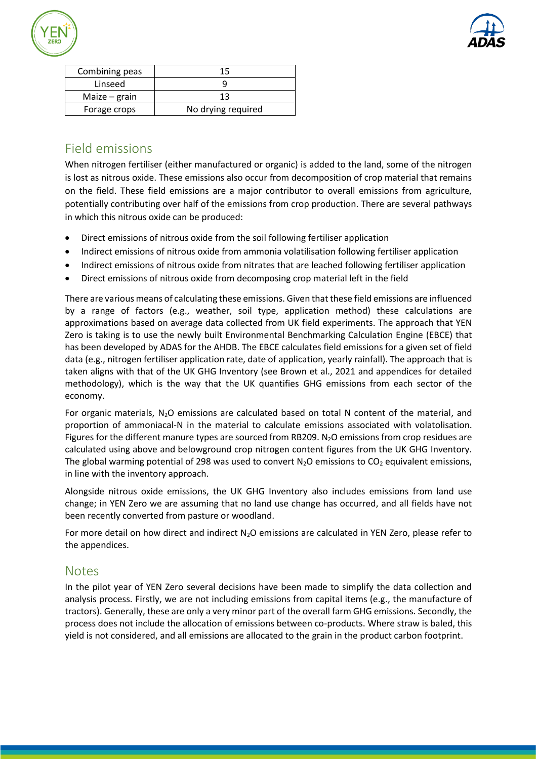| Combining peas | 15 |
| --- | --- |
| Linseed | 9 |
| Maize – grain | 13 |
| Forage crops | No drying required |

## Field emissions

When nitrogen fertiliser (either manufactured or organic) is added to the land, some of the nitrogen is lost as nitrous oxide. These emissions also occur from decomposition of crop material that remains on the field. These field emissions are a major contributor to overall emissions from agriculture, potentially contributing over half of the emissions from crop production. There are several pathways in which this nitrous oxide can be produced:

- Direct emissions of nitrous oxide from the soil following fertiliser application
- Indirect emissions of nitrous oxide from ammonia volatilisation following fertiliser application
- Indirect emissions of nitrous oxide from nitrates that are leached following fertiliser application
- Direct emissions of nitrous oxide from decomposing crop material left in the field

There are various means of calculating these emissions. Given that these field emissions are influenced by a range of factors (e.g., weather, soil type, application method) these calculations are approximations based on average data collected from UK field experiments. The approach that YEN Zero is taking is to use the newly built Environmental Benchmarking Calculation Engine (EBCE) that has been developed by ADAS for the AHDB. The EBCE calculates field emissions for a given set of field data (e.g., nitrogen fertiliser application rate, date of application, yearly rainfall). The approach that is taken aligns with that of the UK GHG Inventory (see Brown et al., 2021 and appendices for detailed methodology), which is the way that the UK quantifies GHG emissions from each sector of the economy.

For organic materials, $N_2O$ emissions are calculated based on total N content of the material, and proportion of ammoniacal-N in the material to calculate emissions associated with volatolisation. Figures for the different manure types are sourced from RB209. $N_2O$ emissions from crop residues are calculated using above and belowground crop nitrogen content figures from the UK GHG Inventory. The global warming potential of 298 was used to convert $N_2O$ emissions to $CO_2$ equivalent emissions, in line with the inventory approach.

Alongside nitrous oxide emissions, the UK GHG Inventory also includes emissions from land use change; in YEN Zero we are assuming that no land use change has occurred, and all fields have not been recently converted from pasture or woodland.

For more detail on how direct and indirect $N_2O$ emissions are calculated in YEN Zero, please refer to the appendices.

## Notes

In the pilot year of YEN Zero several decisions have been made to simplify the data collection and analysis process. Firstly, we are not including emissions from capital items (e.g., the manufacture of tractors). Generally, these are only a very minor part of the overall farm GHG emissions. Secondly, the process does not include the allocation of emissions between co-products. Where straw is baled, this yield is not considered, and all emissions are allocated to the grain in the product carbon footprint.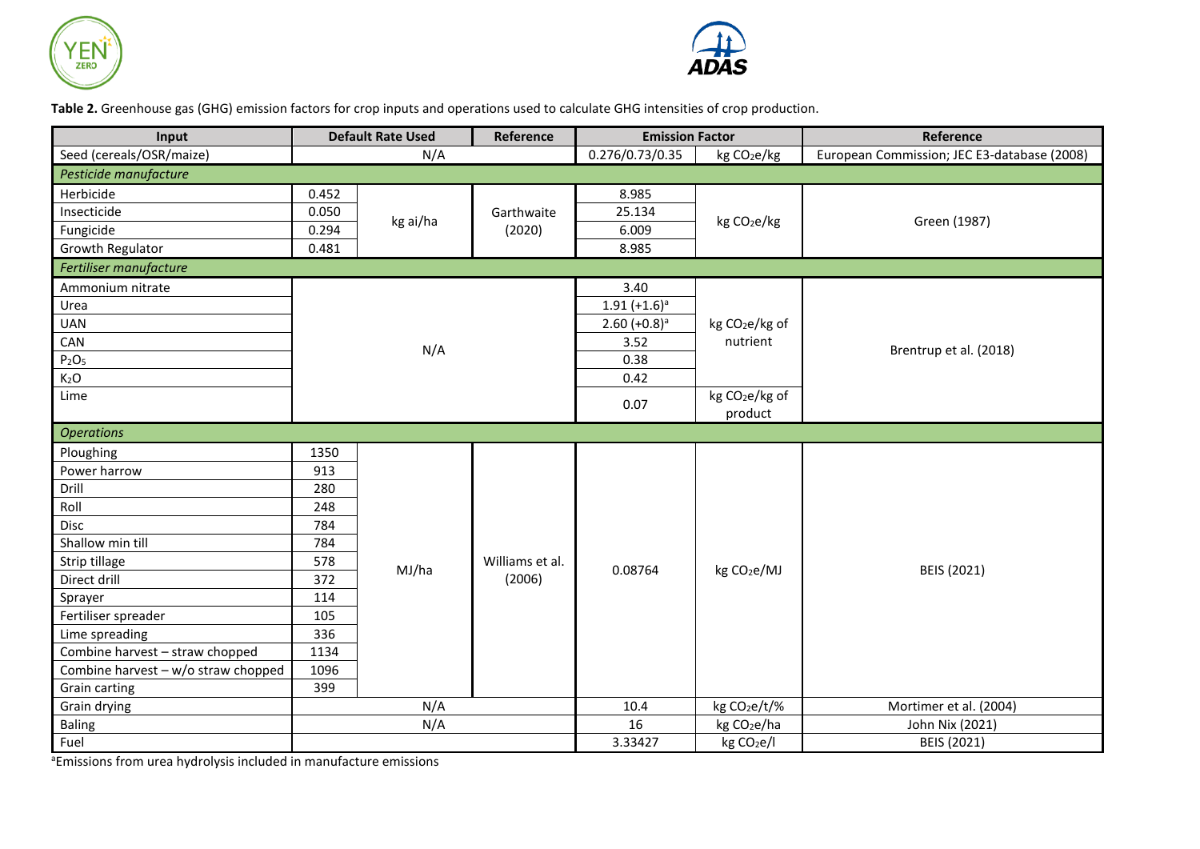**Table 2.** Greenhouse gas (GHG) emission factors for crop inputs and operations used to calculate GHG intensities of crop production.

| Input | Default Rate Used | | Reference | Emission Factor | | Reference |
|---|---|---|---|---|---|---|
| Seed (cereals/OSR/maize) | N/A | | | 0.276/0.73/0.35 | kg $CO_2e$/kg | European Commission; JEC E3-database (2008) |
| *Pesticide manufacture* | | | | | | |
| Herbicide | 0.452 | kg ai/ha | Garthwaite (2020) | 8.985 | kg $CO_2e$/kg | Green (1987) |
| Insecticide | 0.050 | kg ai/ha | Garthwaite (2020) | 25.134 | kg $CO_2e$/kg | Green (1987) |
| Fungicide | 0.294 | kg ai/ha | Garthwaite (2020) | 6.009 | kg $CO_2e$/kg | Green (1987) |
| Growth Regulator | 0.481 | kg ai/ha | Garthwaite (2020) | 8.985 | kg $CO_2e$/kg | Green (1987) |
| *Fertiliser manufacture* | | | | | | |
| Ammonium nitrate | N/A | | | 3.40 | kg $CO_2e$/kg of nutrient | Brentrup et al. (2018) |
| Urea | N/A | | | 1.91 (+1.6)[a] | kg $CO_2e$/kg of nutrient | Brentrup et al. (2018) |
| UAN | N/A | | | 2.60 (+0.8)[a] | kg $CO_2e$/kg of nutrient | Brentrup et al. (2018) |
| CAN | N/A | | | 3.52 | kg $CO_2e$/kg of nutrient | Brentrup et al. (2018) |
| $P_2O_5$ | N/A | | | 0.38 | kg $CO_2e$/kg of nutrient | Brentrup et al. (2018) |
| $K_2O$ | N/A | | | 0.42 | kg $CO_2e$/kg of nutrient | Brentrup et al. (2018) |
| Lime | N/A | | | 0.07 | kg $CO_2e$/kg of product | Brentrup et al. (2018) |
| *Operations* | | | | | | |
| Ploughing | 1350 | MJ/ha | Williams et al. (2006) | 0.08764 | kg $CO_2e$/MJ | BEIS (2021) |
| Power harrow | 913 | MJ/ha | Williams et al. (2006) | 0.08764 | kg $CO_2e$/MJ | BEIS (2021) |
| Drill | 280 | MJ/ha | Williams et al. (2006) | 0.08764 | kg $CO_2e$/MJ | BEIS (2021) |
| Roll | 248 | MJ/ha | Williams et al. (2006) | 0.08764 | kg $CO_2e$/MJ | BEIS (2021) |
| Disc | 784 | MJ/ha | Williams et al. (2006) | 0.08764 | kg $CO_2e$/MJ | BEIS (2021) |
| Shallow min till | 784 | MJ/ha | Williams et al. (2006) | 0.08764 | kg $CO_2e$/MJ | BEIS (2021) |
| Strip tillage | 578 | MJ/ha | Williams et al. (2006) | 0.08764 | kg $CO_2e$/MJ | BEIS (2021) |
| Direct drill | 372 | MJ/ha | Williams et al. (2006) | 0.08764 | kg $CO_2e$/MJ | BEIS (2021) |
| Sprayer | 114 | MJ/ha | Williams et al. (2006) | 0.08764 | kg $CO_2e$/MJ | BEIS (2021) |
| Fertiliser spreader | 105 | MJ/ha | Williams et al. (2006) | 0.08764 | kg $CO_2e$/MJ | BEIS (2021) |
| Lime spreading | 336 | MJ/ha | Williams et al. (2006) | 0.08764 | kg $CO_2e$/MJ | BEIS (2021) |
| Combine harvest – straw chopped | 1134 | MJ/ha | Williams et al. (2006) | 0.08764 | kg $CO_2e$/MJ | BEIS (2021) |
| Combine harvest – w/o straw chopped | 1096 | MJ/ha | Williams et al. (2006) | 0.08764 | kg $CO_2e$/MJ | BEIS (2021) |
| Grain carting | 399 | MJ/ha | Williams et al. (2006) | 0.08764 | kg $CO_2e$/MJ | BEIS (2021) |
| Grain drying | N/A | | | 10.4 | kg $CO_2e$/t/% | Mortimer et al. (2004) |
| Baling | N/A | | | 16 | kg $CO_2e$/ha | John Nix (2021) |
| Fuel | | | | 3.33427 | kg $CO_2e$/l | BEIS (2021) |

[a]Emissions from urea hydrolysis included in manufacture emissions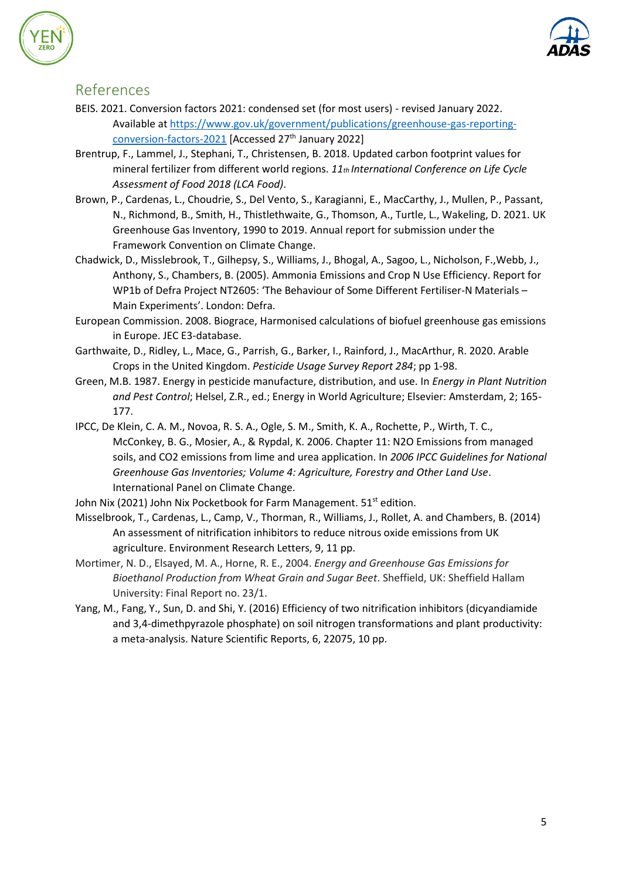## References

BEIS. 2021. Conversion factors 2021: condensed set (for most users) - revised January 2022. Available at https://www.gov.uk/government/publications/greenhouse-gas-reporting-conversion-factors-2021 [Accessed 27th January 2022]

Brentrup, F., Lammel, J., Stephani, T., Christensen, B. 2018. Updated carbon footprint values for mineral fertilizer from different world regions. *11th International Conference on Life Cycle Assessment of Food 2018 (LCA Food)*.

Brown, P., Cardenas, L., Choudrie, S., Del Vento, S., Karagianni, E., MacCarthy, J., Mullen, P., Passant, N., Richmond, B., Smith, H., Thistlethwaite, G., Thomson, A., Turtle, L., Wakeling, D. 2021. UK Greenhouse Gas Inventory, 1990 to 2019. Annual report for submission under the Framework Convention on Climate Change.

Chadwick, D., Misslebrook, T., Gilhepsy, S., Williams, J., Bhogal, A., Sagoo, L., Nicholson, F.,Webb, J., Anthony, S., Chambers, B. (2005). Ammonia Emissions and Crop N Use Efficiency. Report for WP1b of Defra Project NT2605: 'The Behaviour of Some Different Fertiliser-N Materials – Main Experiments'. London: Defra.

European Commission. 2008. Biograce, Harmonised calculations of biofuel greenhouse gas emissions in Europe. JEC E3-database.

Garthwaite, D., Ridley, L., Mace, G., Parrish, G., Barker, I., Rainford, J., MacArthur, R. 2020. Arable Crops in the United Kingdom. *Pesticide Usage Survey Report 284*; pp 1-98.

Green, M.B. 1987. Energy in pesticide manufacture, distribution, and use. In *Energy in Plant Nutrition and Pest Control*; Helsel, Z.R., ed.; Energy in World Agriculture; Elsevier: Amsterdam, 2; 165-177.

IPCC, De Klein, C. A. M., Novoa, R. S. A., Ogle, S. M., Smith, K. A., Rochette, P., Wirth, T. C., McConkey, B. G., Mosier, A., & Rypdal, K. 2006. Chapter 11: N2O Emissions from managed soils, and CO2 emissions from lime and urea application. In *2006 IPCC Guidelines for National Greenhouse Gas Inventories; Volume 4: Agriculture, Forestry and Other Land Use*. International Panel on Climate Change.

John Nix (2021) John Nix Pocketbook for Farm Management. 51st edition.

Misselbrook, T., Cardenas, L., Camp, V., Thorman, R., Williams, J., Rollet, A. and Chambers, B. (2014) An assessment of nitrification inhibitors to reduce nitrous oxide emissions from UK agriculture. Environment Research Letters, 9, 11 pp.

Mortimer, N. D., Elsayed, M. A., Horne, R. E., 2004. *Energy and Greenhouse Gas Emissions for Bioethanol Production from Wheat Grain and Sugar Beet*. Sheffield, UK: Sheffield Hallam University: Final Report no. 23/1.

Yang, M., Fang, Y., Sun, D. and Shi, Y. (2016) Efficiency of two nitrification inhibitors (dicyandiamide and 3,4-dimethpyrazole phosphate) on soil nitrogen transformations and plant productivity: a meta-analysis. Nature Scientific Reports, 6, 22075, 10 pp.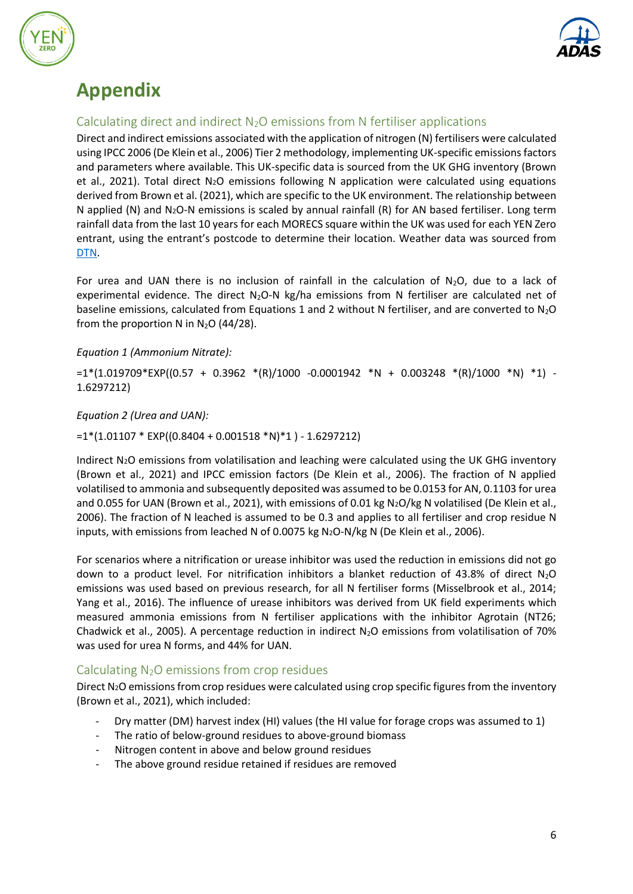# Appendix

## Calculating direct and indirect $N_2O$ emissions from N fertiliser applications

Direct and indirect emissions associated with the application of nitrogen (N) fertilisers were calculated using IPCC 2006 (De Klein et al., 2006) Tier 2 methodology, implementing UK-specific emissions factors and parameters where available. This UK-specific data is sourced from the UK GHG inventory (Brown et al., 2021). Total direct $N_2O$ emissions following N application were calculated using equations derived from Brown et al. (2021), which are specific to the UK environment. The relationship between N applied (N) and $N_2O$-N emissions is scaled by annual rainfall (R) for AN based fertiliser. Long term rainfall data from the last 10 years for each MORECS square within the UK was used for each YEN Zero entrant, using the entrant's postcode to determine their location. Weather data was sourced from DTN.

For urea and UAN there is no inclusion of rainfall in the calculation of $N_2O$, due to a lack of experimental evidence. The direct $N_2O$-N kg/ha emissions from N fertiliser are calculated net of baseline emissions, calculated from Equations 1 and 2 without N fertiliser, and are converted to $N_2O$ from the proportion N in $N_2O$ (44/28).

*Equation 1 (Ammonium Nitrate):*

=1*(1.019709*EXP((0.57 + 0.3962 *(R)/1000 -0.0001942 *N + 0.003248 *(R)/1000 *N) *1) - 1.6297212)

*Equation 2 (Urea and UAN):*

=1*(1.01107 * EXP((0.8404 + 0.001518 *N)*1 ) - 1.6297212)

Indirect $N_2O$ emissions from volatilisation and leaching were calculated using the UK GHG inventory (Brown et al., 2021) and IPCC emission factors (De Klein et al., 2006). The fraction of N applied volatilised to ammonia and subsequently deposited was assumed to be 0.0153 for AN, 0.1103 for urea and 0.055 for UAN (Brown et al., 2021), with emissions of 0.01 kg $N_2O$/kg N volatilised (De Klein et al., 2006). The fraction of N leached is assumed to be 0.3 and applies to all fertiliser and crop residue N inputs, with emissions from leached N of 0.0075 kg $N_2O$-N/kg N (De Klein et al., 2006).

For scenarios where a nitrification or urease inhibitor was used the reduction in emissions did not go down to a product level. For nitrification inhibitors a blanket reduction of 43.8% of direct $N_2O$ emissions was used based on previous research, for all N fertiliser forms (Misselbrook et al., 2014; Yang et al., 2016). The influence of urease inhibitors was derived from UK field experiments which measured ammonia emissions from N fertiliser applications with the inhibitor Agrotain (NT26; Chadwick et al., 2005). A percentage reduction in indirect $N_2O$ emissions from volatilisation of 70% was used for urea N forms, and 44% for UAN.

## Calculating $N_2O$ emissions from crop residues

Direct $N_2O$ emissions from crop residues were calculated using crop specific figures from the inventory (Brown et al., 2021), which included:

- Dry matter (DM) harvest index (HI) values (the HI value for forage crops was assumed to 1)
- The ratio of below-ground residues to above-ground biomass
- Nitrogen content in above and below ground residues
- The above ground residue retained if residues are removed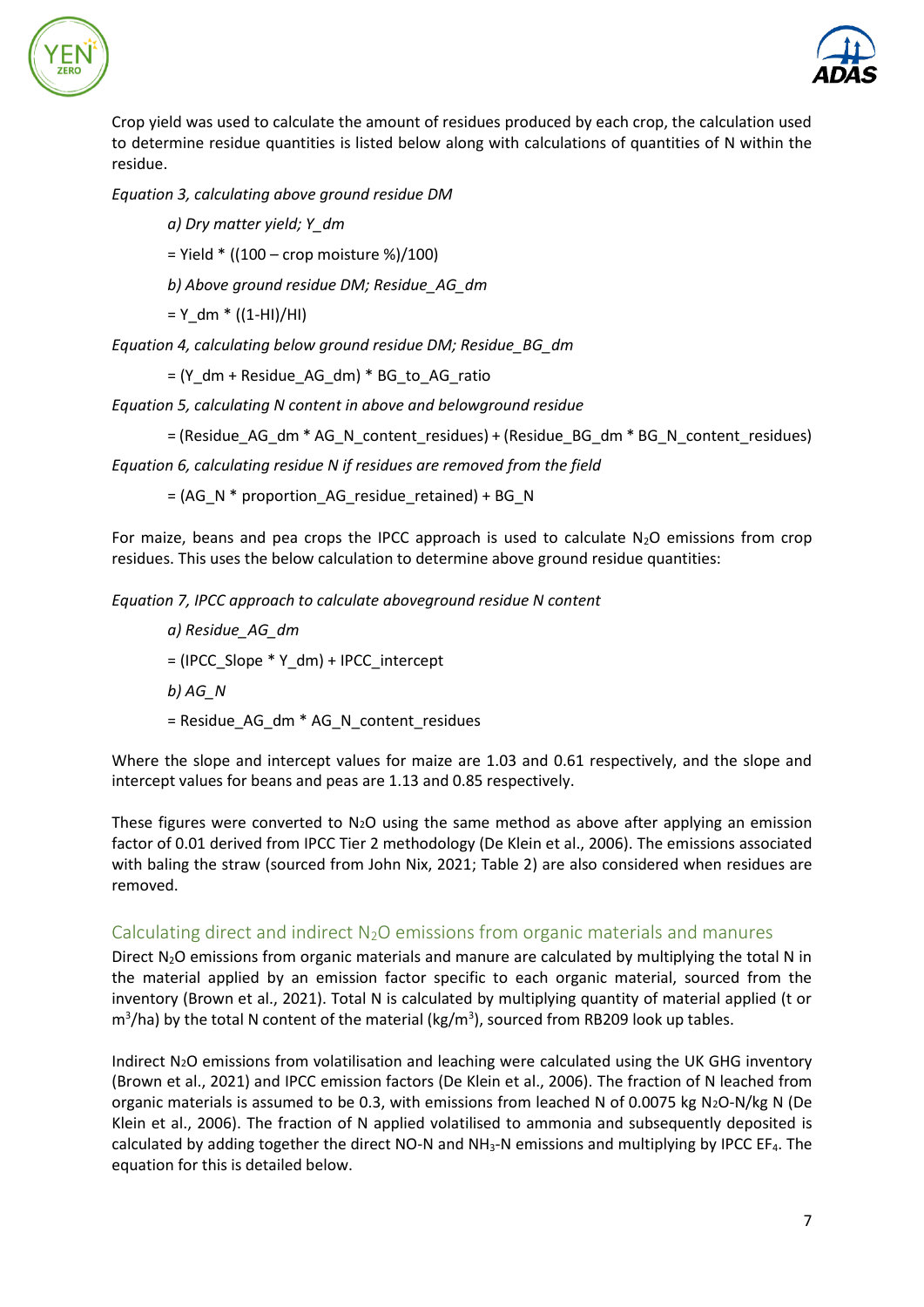Crop yield was used to calculate the amount of residues produced by each crop, the calculation used to determine residue quantities is listed below along with calculations of quantities of N within the residue.

*Equation 3, calculating above ground residue DM*

*a) Dry matter yield; Y_dm*

= Yield * ((100 – crop moisture %)/100)

*b) Above ground residue DM; Residue_AG_dm*

= Y_dm * ((1-HI)/HI)

*Equation 4, calculating below ground residue DM; Residue_BG_dm*

= (Y_dm + Residue_AG_dm) * BG_to_AG_ratio

*Equation 5, calculating N content in above and belowground residue*

= (Residue_AG_dm * AG_N_content_residues) + (Residue_BG_dm * BG_N_content_residues)

*Equation 6, calculating residue N if residues are removed from the field*

= (AG_N * proportion_AG_residue_retained) + BG_N

For maize, beans and pea crops the IPCC approach is used to calculate $N_2O$ emissions from crop residues. This uses the below calculation to determine above ground residue quantities:

*Equation 7, IPCC approach to calculate aboveground residue N content*

*a) Residue_AG_dm*

= (IPCC_Slope * Y_dm) + IPCC_intercept

*b) AG_N*

= Residue_AG_dm * AG_N_content_residues

Where the slope and intercept values for maize are 1.03 and 0.61 respectively, and the slope and intercept values for beans and peas are 1.13 and 0.85 respectively.

These figures were converted to $N_2O$ using the same method as above after applying an emission factor of 0.01 derived from IPCC Tier 2 methodology (De Klein et al., 2006). The emissions associated with baling the straw (sourced from John Nix, 2021; Table 2) are also considered when residues are removed.

## Calculating direct and indirect $N_2O$ emissions from organic materials and manures

Direct $N_2O$ emissions from organic materials and manure are calculated by multiplying the total N in the material applied by an emission factor specific to each organic material, sourced from the inventory (Brown et al., 2021). Total N is calculated by multiplying quantity of material applied (t or $m^3$/ha) by the total N content of the material (kg/$m^3$), sourced from RB209 look up tables.

Indirect $N_2O$ emissions from volatilisation and leaching were calculated using the UK GHG inventory (Brown et al., 2021) and IPCC emission factors (De Klein et al., 2006). The fraction of N leached from organic materials is assumed to be 0.3, with emissions from leached N of 0.0075 kg $N_2O$-N/kg N (De Klein et al., 2006). The fraction of N applied volatilised to ammonia and subsequently deposited is calculated by adding together the direct NO-N and $NH_3$-N emissions and multiplying by IPCC $EF_4$. The equation for this is detailed below.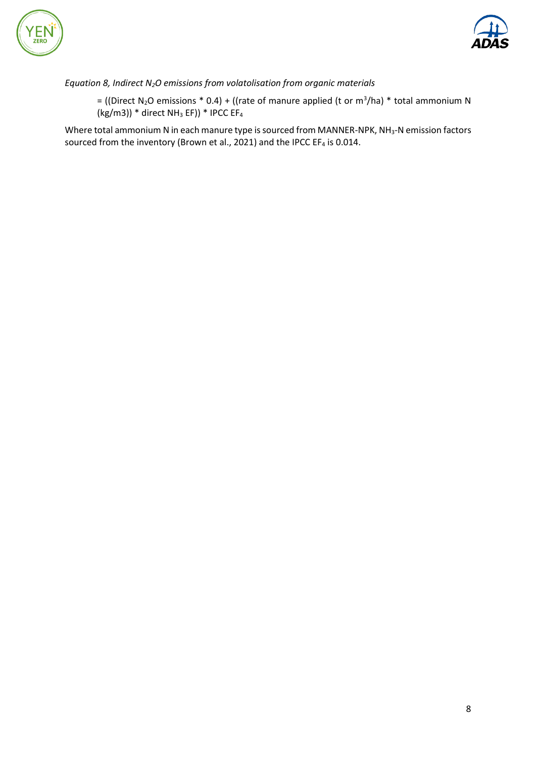*Equation 8, Indirect $N_2O$ emissions from volatolisation from organic materials*

= ((Direct $N_2O$ emissions * 0.4) + ((rate of manure applied (t or $m^3$/ha) * total ammonium N (kg/m3)) * direct $NH_3$ EF)) * IPCC $EF_4$

Where total ammonium N in each manure type is sourced from MANNER-NPK, $NH_3$-N emission factors sourced from the inventory (Brown et al., 2021) and the IPCC $EF_4$ is 0.014.